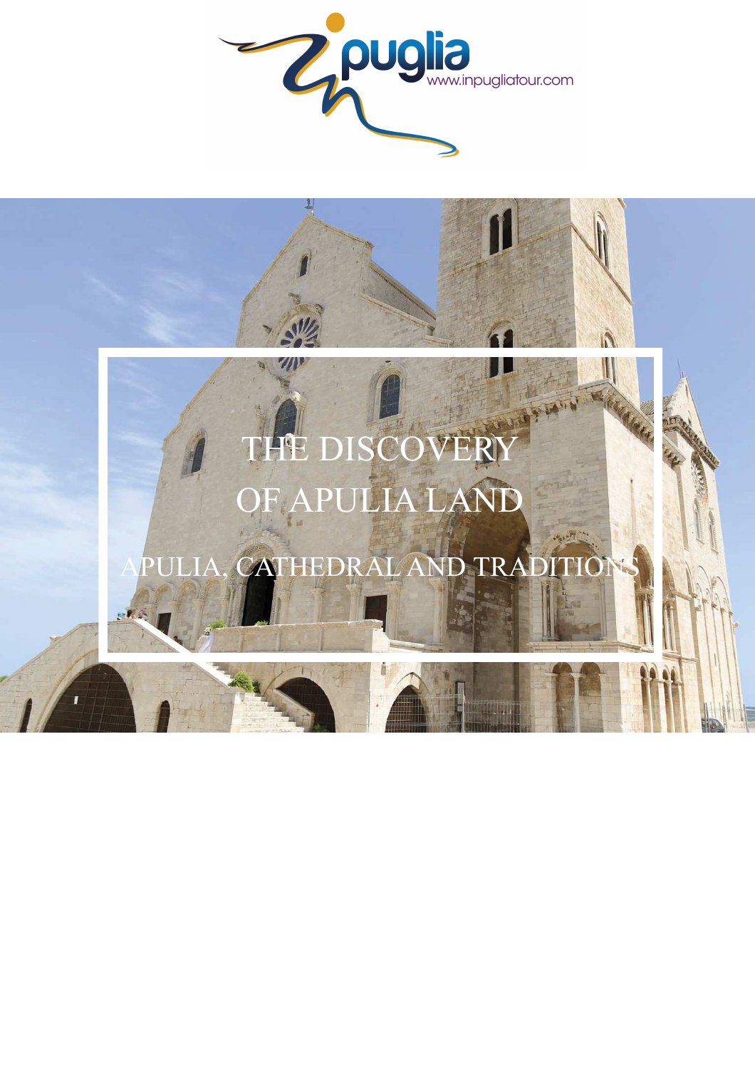# THE DISCOVERY OF APULIA LAND

## APULIA, CATHEDRAL AND TRADITIONS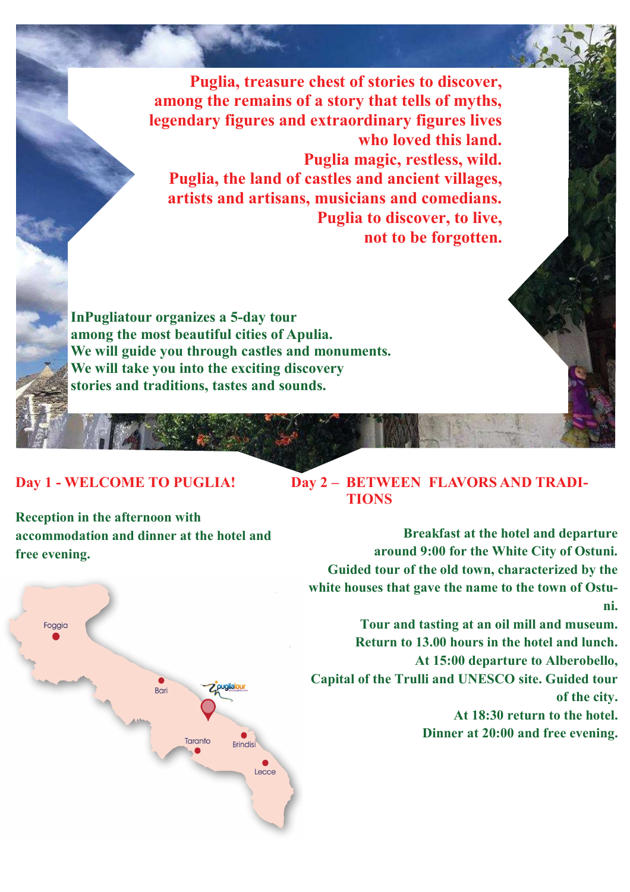**Puglia, treasure chest of stories to discover, among the remains of a story that tells of myths, legendary figures and extraordinary figures lives who loved this land.**
**Puglia magic, restless, wild.**
**Puglia, the land of castles and ancient villages, artists and artisans, musicians and comedians.**
**Puglia to discover, to live, not to be forgotten.**

**InPugliatour organizes a 5-day tour among the most beautiful cities of Apulia.**
**We will guide you through castles and monuments.**
**We will take you into the exciting discovery stories and traditions, tastes and sounds.**

## Day 1 - WELCOME TO PUGLIA!

**Reception in the afternoon with accommodation and dinner at the hotel and free evening.**

Foggia

Bari

Taranto

Brindisi

Lecce

## Day 2 – BETWEEN FLAVORS AND TRADITIONS

**Breakfast at the hotel and departure around 9:00 for the White City of Ostuni.**
**Guided tour of the old town, characterized by the white houses that gave the name to the town of Ostuni.**
**Tour and tasting at an oil mill and museum.**
**Return to 13.00 hours in the hotel and lunch.**
**At 15:00 departure to Alberobello, Capital of the Trulli and UNESCO site. Guided tour of the city.**
**At 18:30 return to the hotel.**
**Dinner at 20:00 and free evening.**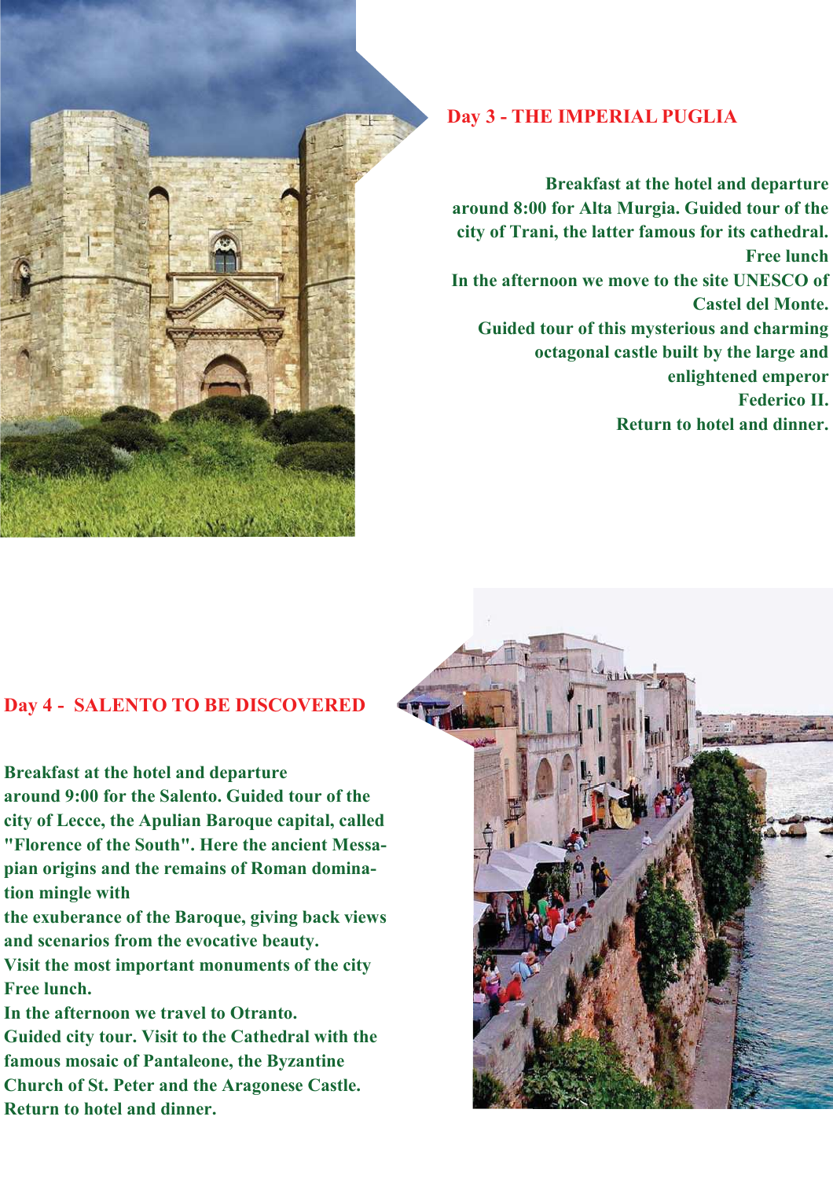## Day 3 - THE IMPERIAL PUGLIA

**Breakfast at the hotel and departure around 8:00 for Alta Murgia. Guided tour of the city of Trani, the latter famous for its cathedral. Free lunch**
**In the afternoon we move to the site UNESCO of Castel del Monte.**
**Guided tour of this mysterious and charming octagonal castle built by the large and enlightened emperor Federico II.**
**Return to hotel and dinner.**

## Day 4 - SALENTO TO BE DISCOVERED

**Breakfast at the hotel and departure around 9:00 for the Salento. Guided tour of the city of Lecce, the Apulian Baroque capital, called "Florence of the South". Here the ancient Messapian origins and the remains of Roman domination mingle with the exuberance of the Baroque, giving back views and scenarios from the evocative beauty.**
**Visit the most important monuments of the city**
**Free lunch.**
**In the afternoon we travel to Otranto.**
**Guided city tour. Visit to the Cathedral with the famous mosaic of Pantaleone, the Byzantine Church of St. Peter and the Aragonese Castle.**
**Return to hotel and dinner.**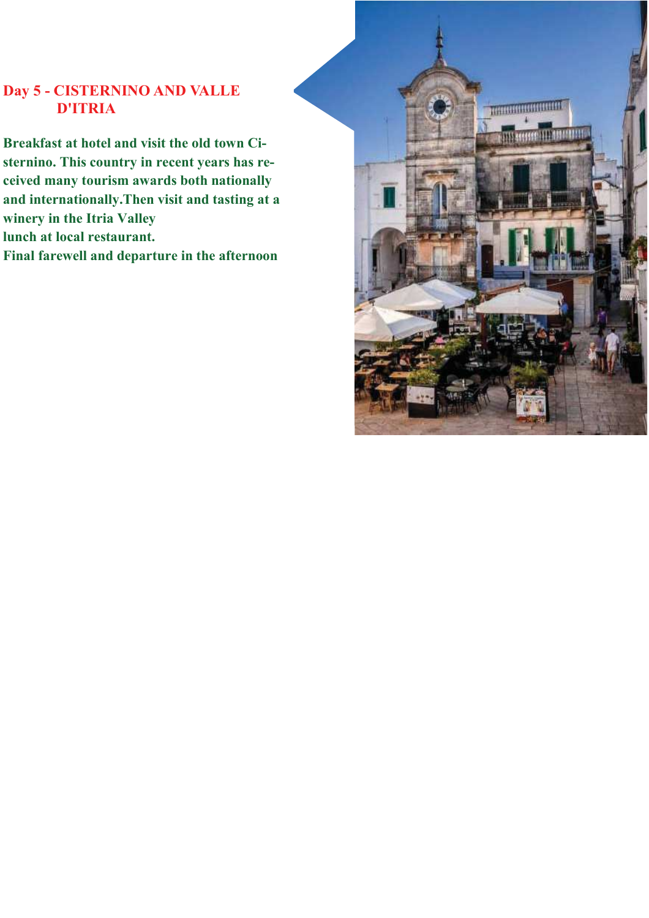## Day 5 - CISTERNINO AND VALLE D'ITRIA

**Breakfast at hotel and visit the old town Cisternino. This country in recent years has received many tourism awards both nationally and internationally.Then visit and tasting at a winery in the Itria Valley**
**lunch at local restaurant.**
**Final farewell and departure in the afternoon**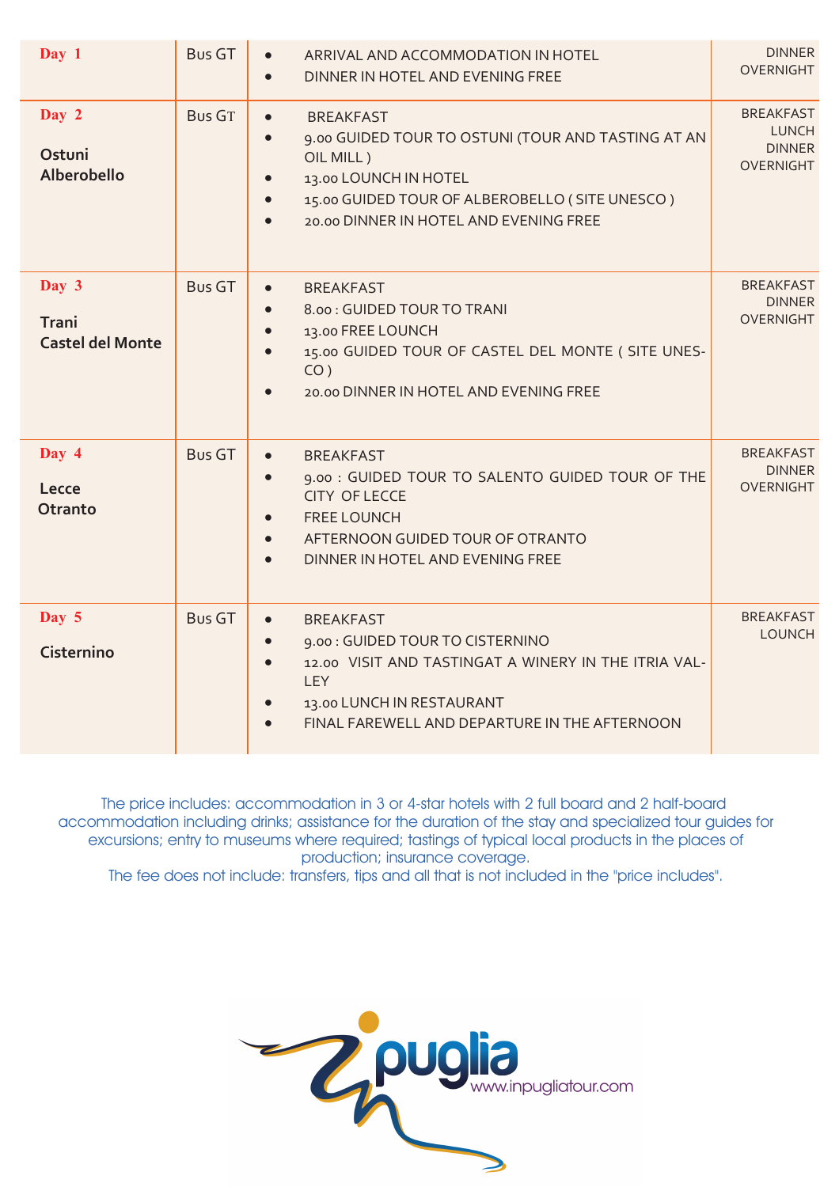| | | | |
|---|---|---|---|
| **Day 1** | Bus GT | • ARRIVAL AND ACCOMMODATION IN HOTEL<br>• DINNER IN HOTEL AND EVENING FREE | DINNER<br>OVERNIGHT |
| **Day 2**<br><br>**Ostuni**<br>**Alberobello** | Bus GT | • BREAKFAST<br>• 9.00 GUIDED TOUR TO OSTUNI (TOUR AND TASTING AT AN OIL MILL )<br>• 13.00 LOUNCH IN HOTEL<br>• 15.00 GUIDED TOUR OF ALBEROBELLO ( SITE UNESCO )<br>• 20.00 DINNER IN HOTEL AND EVENING FREE | BREAKFAST<br>LUNCH<br>DINNER<br>OVERNIGHT |
| **Day 3**<br><br>**Trani**<br>**Castel del Monte** | Bus GT | • BREAKFAST<br>• 8.00 : GUIDED TOUR TO TRANI<br>• 13.00 FREE LOUNCH<br>• 15.00 GUIDED TOUR OF CASTEL DEL MONTE ( SITE UNESCO )<br>• 20.00 DINNER IN HOTEL AND EVENING FREE | BREAKFAST<br>DINNER<br>OVERNIGHT |
| **Day 4**<br><br>**Lecce**<br>**Otranto** | Bus GT | • BREAKFAST<br>• 9.00 : GUIDED TOUR TO SALENTO GUIDED TOUR OF THE CITY OF LECCE<br>• FREE LOUNCH<br>• AFTERNOON GUIDED TOUR OF OTRANTO<br>• DINNER IN HOTEL AND EVENING FREE | BREAKFAST<br>DINNER<br>OVERNIGHT |
| **Day 5**<br><br>**Cisternino** | Bus GT | • BREAKFAST<br>• 9.00 : GUIDED TOUR TO CISTERNINO<br>• 12.00 VISIT AND TASTINGAT A WINERY IN THE ITRIA VALLEY<br>• 13.00 LUNCH IN RESTAURANT<br>• FINAL FAREWELL AND DEPARTURE IN THE AFTERNOON | BREAKFAST<br>LOUNCH |

The price includes: accommodation in 3 or 4-star hotels with 2 full board and 2 half-board accommodation including drinks; assistance for the duration of the stay and specialized tour guides for excursions; entry to museums where required; tastings of typical local products in the places of production; insurance coverage.
The fee does not include: transfers, tips and all that is not included in the "price includes".

in puglia
www.inpugliatour.com